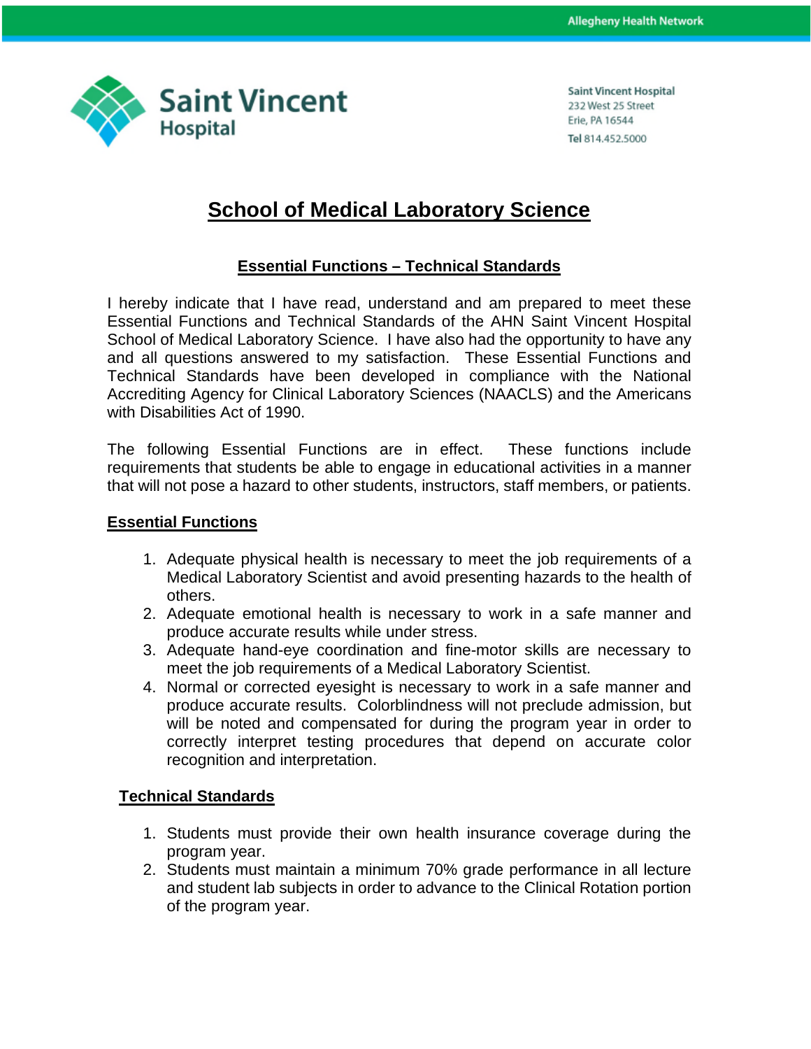Saint Vincent Hospital
232 West 25 Street
Erie, PA 16544
Tel 814.452.5000

# School of Medical Laboratory Science

## Essential Functions – Technical Standards

I hereby indicate that I have read, understand and am prepared to meet these Essential Functions and Technical Standards of the AHN Saint Vincent Hospital School of Medical Laboratory Science. I have also had the opportunity to have any and all questions answered to my satisfaction. These Essential Functions and Technical Standards have been developed in compliance with the National Accrediting Agency for Clinical Laboratory Sciences (NAACLS) and the Americans with Disabilities Act of 1990.

The following Essential Functions are in effect. These functions include requirements that students be able to engage in educational activities in a manner that will not pose a hazard to other students, instructors, staff members, or patients.

### Essential Functions

1. Adequate physical health is necessary to meet the job requirements of a Medical Laboratory Scientist and avoid presenting hazards to the health of others.
2. Adequate emotional health is necessary to work in a safe manner and produce accurate results while under stress.
3. Adequate hand-eye coordination and fine-motor skills are necessary to meet the job requirements of a Medical Laboratory Scientist.
4. Normal or corrected eyesight is necessary to work in a safe manner and produce accurate results. Colorblindness will not preclude admission, but will be noted and compensated for during the program year in order to correctly interpret testing procedures that depend on accurate color recognition and interpretation.

### Technical Standards

1. Students must provide their own health insurance coverage during the program year.
2. Students must maintain a minimum 70% grade performance in all lecture and student lab subjects in order to advance to the Clinical Rotation portion of the program year.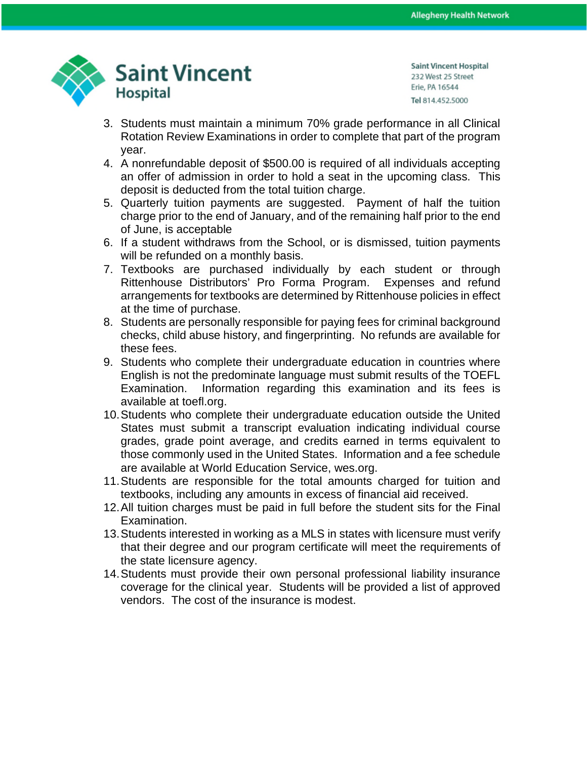3. Students must maintain a minimum 70% grade performance in all Clinical Rotation Review Examinations in order to complete that part of the program year.
4. A nonrefundable deposit of $500.00 is required of all individuals accepting an offer of admission in order to hold a seat in the upcoming class. This deposit is deducted from the total tuition charge.
5. Quarterly tuition payments are suggested. Payment of half the tuition charge prior to the end of January, and of the remaining half prior to the end of June, is acceptable
6. If a student withdraws from the School, or is dismissed, tuition payments will be refunded on a monthly basis.
7. Textbooks are purchased individually by each student or through Rittenhouse Distributors' Pro Forma Program. Expenses and refund arrangements for textbooks are determined by Rittenhouse policies in effect at the time of purchase.
8. Students are personally responsible for paying fees for criminal background checks, child abuse history, and fingerprinting. No refunds are available for these fees.
9. Students who complete their undergraduate education in countries where English is not the predominate language must submit results of the TOEFL Examination. Information regarding this examination and its fees is available at toefl.org.
10. Students who complete their undergraduate education outside the United States must submit a transcript evaluation indicating individual course grades, grade point average, and credits earned in terms equivalent to those commonly used in the United States. Information and a fee schedule are available at World Education Service, wes.org.
11. Students are responsible for the total amounts charged for tuition and textbooks, including any amounts in excess of financial aid received.
12. All tuition charges must be paid in full before the student sits for the Final Examination.
13. Students interested in working as a MLS in states with licensure must verify that their degree and our program certificate will meet the requirements of the state licensure agency.
14. Students must provide their own personal professional liability insurance coverage for the clinical year. Students will be provided a list of approved vendors. The cost of the insurance is modest.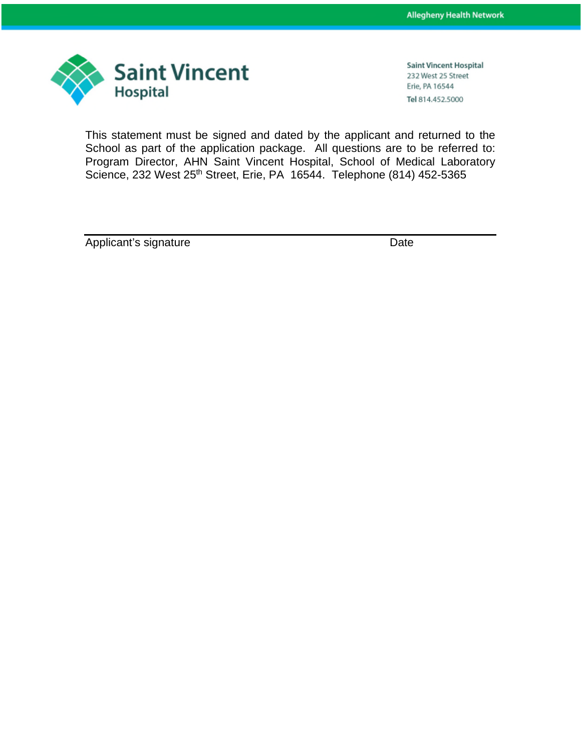Saint Vincent Hospital
232 West 25 Street
Erie, PA 16544
Tel 814.452.5000

This statement must be signed and dated by the applicant and returned to the School as part of the application package. All questions are to be referred to: Program Director, AHN Saint Vincent Hospital, School of Medical Laboratory Science, 232 West 25th Street, Erie, PA 16544. Telephone (814) 452-5365

Applicant's signature Date